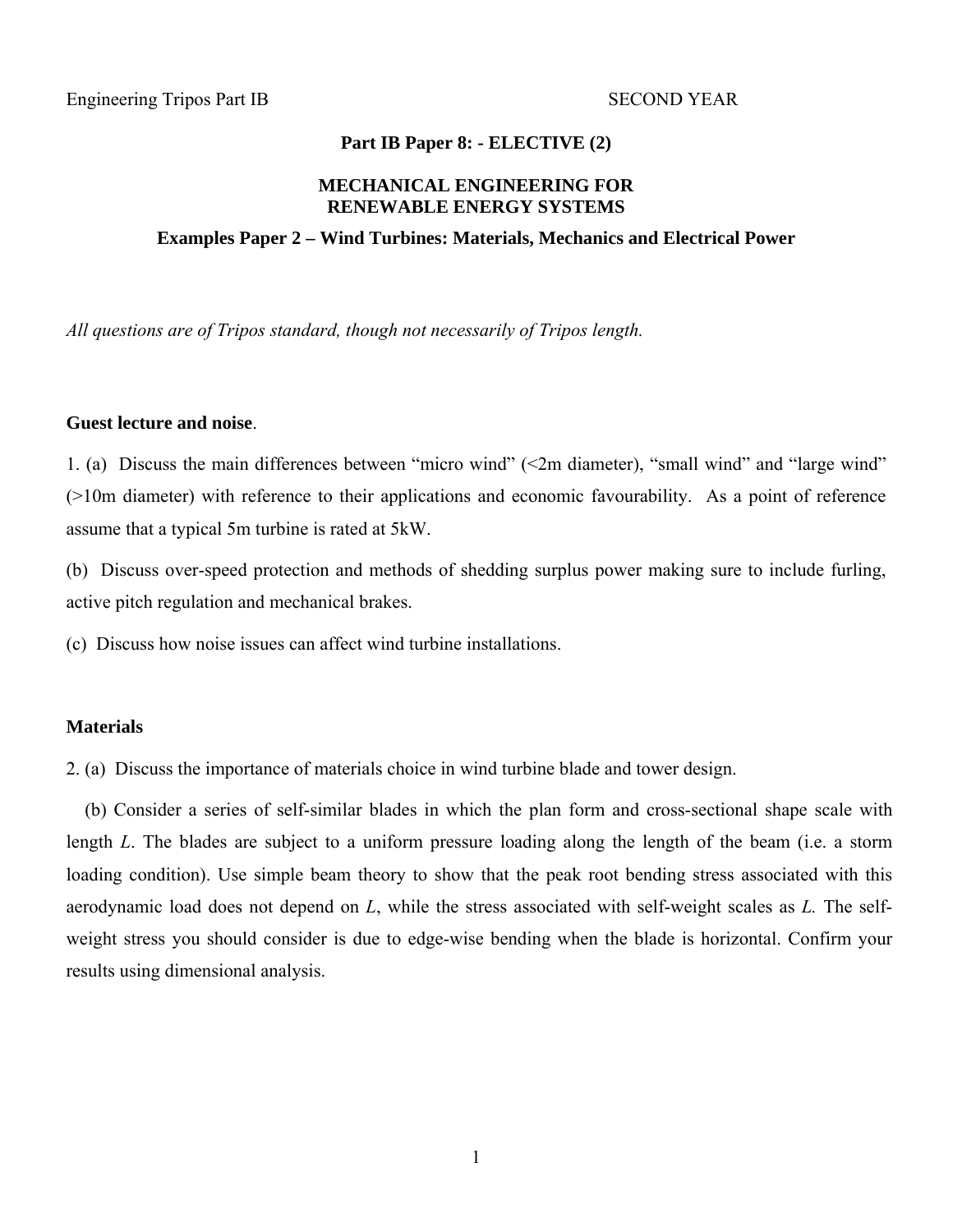Engineering Tripos Part IB SECOND YEAR

**Part IB Paper 8: - ELECTIVE (2)**

**MECHANICAL ENGINEERING FOR RENEWABLE ENERGY SYSTEMS**

**Examples Paper 2 – Wind Turbines: Materials, Mechanics and Electrical Power**

*All questions are of Tripos standard, though not necessarily of Tripos length.*

**Guest lecture and noise**.

1. (a) Discuss the main differences between "micro wind" (<2m diameter), "small wind" and "large wind" (>10m diameter) with reference to their applications and economic favourability. As a point of reference assume that a typical 5m turbine is rated at 5kW.

(b) Discuss over-speed protection and methods of shedding surplus power making sure to include furling, active pitch regulation and mechanical brakes.

(c) Discuss how noise issues can affect wind turbine installations.

**Materials**

2. (a) Discuss the importance of materials choice in wind turbine blade and tower design.

(b) Consider a series of self-similar blades in which the plan form and cross-sectional shape scale with length $L$. The blades are subject to a uniform pressure loading along the length of the beam (i.e. a storm loading condition). Use simple beam theory to show that the peak root bending stress associated with this aerodynamic load does not depend on $L$, while the stress associated with self-weight scales as $L$. The self-weight stress you should consider is due to edge-wise bending when the blade is horizontal. Confirm your results using dimensional analysis.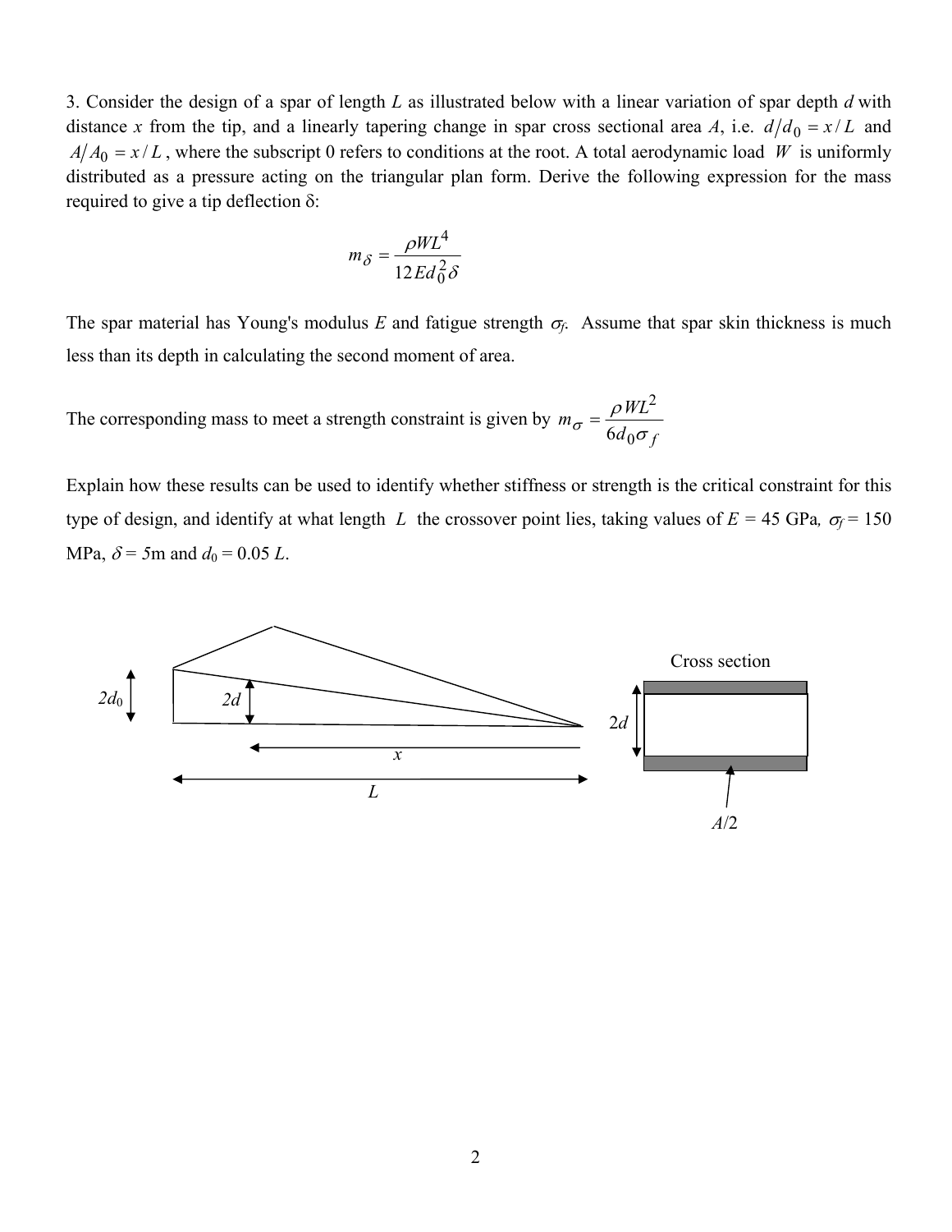3. Consider the design of a spar of length $L$ as illustrated below with a linear variation of spar depth $d$ with distance $x$ from the tip, and a linearly tapering change in spar cross sectional area $A$, i.e. $d/d_0 = x/L$ and $A/A_0 = x/L$, where the subscript 0 refers to conditions at the root. A total aerodynamic load $W$ is uniformly distributed as a pressure acting on the triangular plan form. Derive the following expression for the mass required to give a tip deflection $\delta$:

$$m_\delta = \frac{\rho W L^4}{12 E d_0^2 \delta}$$

The spar material has Young's modulus $E$ and fatigue strength $\sigma_f$. Assume that spar skin thickness is much less than its depth in calculating the second moment of area.

The corresponding mass to meet a strength constraint is given by $m_\sigma = \dfrac{\rho W L^2}{6 d_0 \sigma_f}$

Explain how these results can be used to identify whether stiffness or strength is the critical constraint for this type of design, and identify at what length $L$ the crossover point lies, taking values of $E$ = 45 GPa, $\sigma_f$ = 150 MPa, $\delta$ = 5m and $d_0 = 0.05\,L$.

$2d_0$ &nbsp;&nbsp; $2d$ &nbsp;&nbsp; $x$ &nbsp;&nbsp; $L$

Cross section

$2d$

$A/2$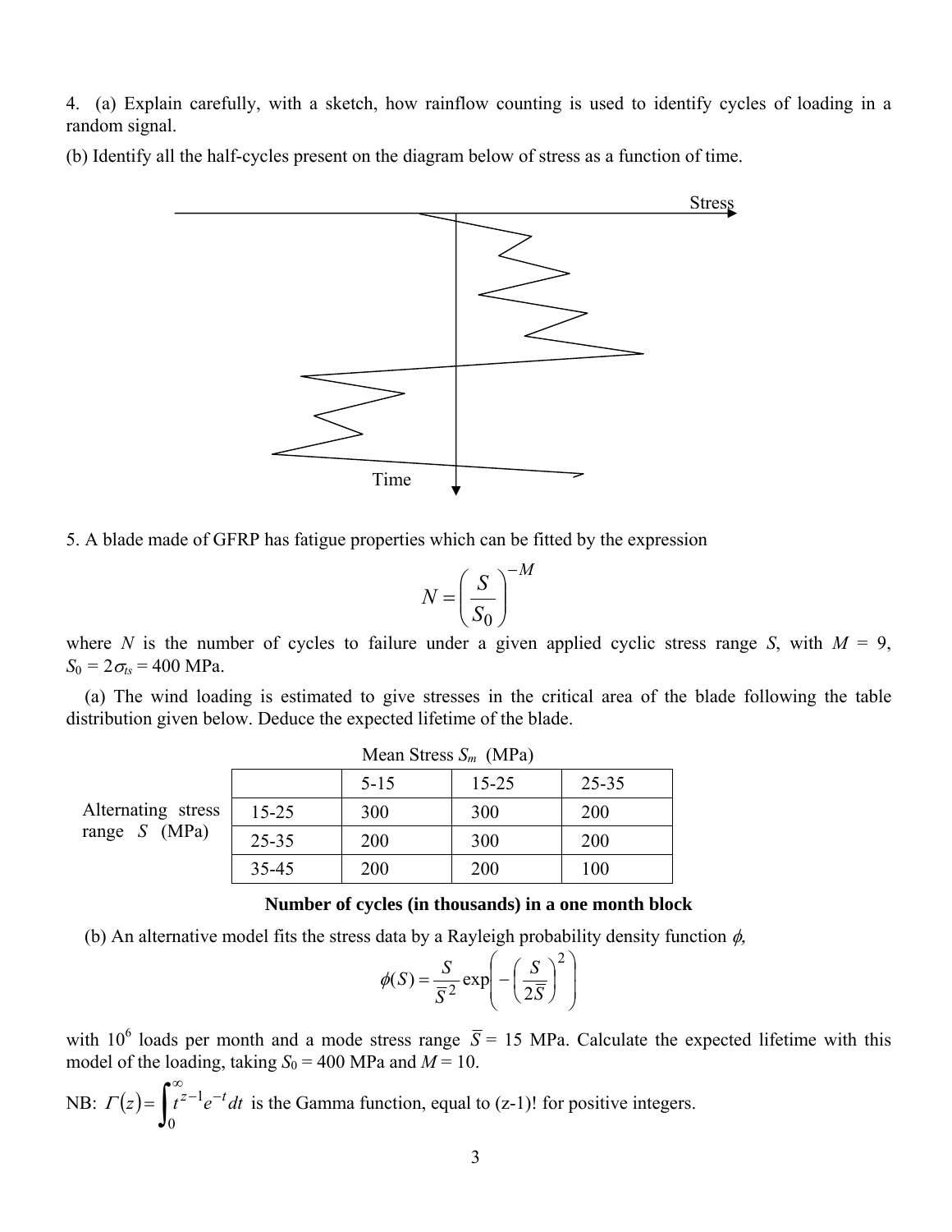4. (a) Explain carefully, with a sketch, how rainflow counting is used to identify cycles of loading in a random signal.

(b) Identify all the half-cycles present on the diagram below of stress as a function of time.

5. A blade made of GFRP has fatigue properties which can be fitted by the expression

$$N = \left( \frac{S}{S_0} \right)^{-M}$$

where $N$ is the number of cycles to failure under a given applied cyclic stress range $S$, with $M$ = 9, $S_0 = 2\sigma_{ts}$ = 400 MPa.

(a) The wind loading is estimated to give stresses in the critical area of the blade following the table distribution given below. Deduce the expected lifetime of the blade.

| | | Mean Stress $S_m$ (MPa) | | |
|---|---|---|---|---|
| | | 5-15 | 15-25 | 25-35 |
| Alternating stress range $S$ (MPa) | 15-25 | 300 | 300 | 200 |
| | 25-35 | 200 | 300 | 200 |
| | 35-45 | 200 | 200 | 100 |

**Number of cycles (in thousands) in a one month block**

(b) An alternative model fits the stress data by a Rayleigh probability density function $\phi$,

$$\phi(S) = \frac{S}{\overline{S}^2} \exp\left( -\left( \frac{S}{2\overline{S}} \right)^2 \right)$$

with $10^6$ loads per month and a mode stress range $\overline{S}$ = 15 MPa. Calculate the expected lifetime with this model of the loading, taking $S_0$ = 400 MPa and $M$ = 10.

NB: $\Gamma(z) = \int_0^\infty t^{z-1} e^{-t} dt$ is the Gamma function, equal to (z-1)! for positive integers.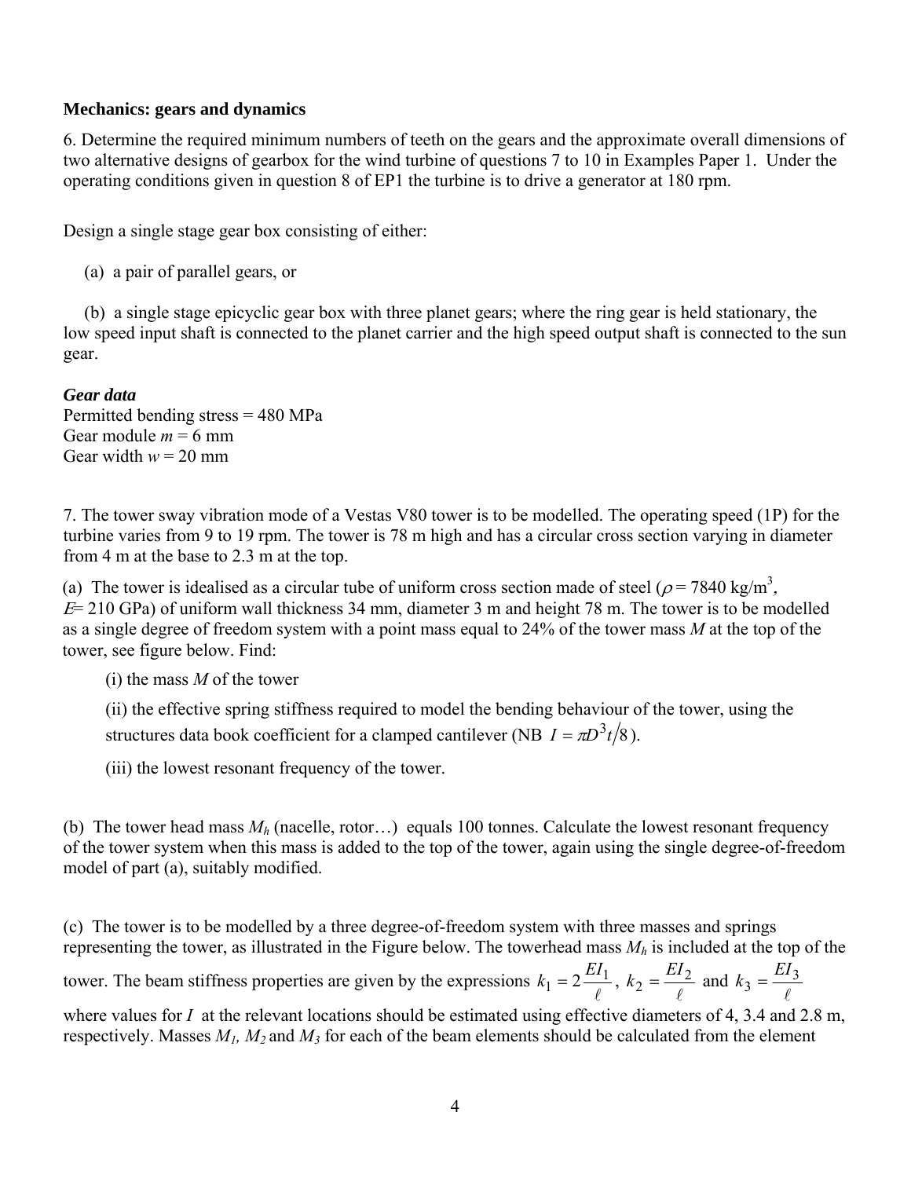**Mechanics: gears and dynamics**

6. Determine the required minimum numbers of teeth on the gears and the approximate overall dimensions of two alternative designs of gearbox for the wind turbine of questions 7 to 10 in Examples Paper 1. Under the operating conditions given in question 8 of EP1 the turbine is to drive a generator at 180 rpm.

Design a single stage gear box consisting of either:

(a) a pair of parallel gears, or

(b) a single stage epicyclic gear box with three planet gears; where the ring gear is held stationary, the low speed input shaft is connected to the planet carrier and the high speed output shaft is connected to the sun gear.

***Gear data***
Permitted bending stress = 480 MPa
Gear module $m$ = 6 mm
Gear width $w$ = 20 mm

7. The tower sway vibration mode of a Vestas V80 tower is to be modelled. The operating speed (1P) for the turbine varies from 9 to 19 rpm. The tower is 78 m high and has a circular cross section varying in diameter from 4 m at the base to 2.3 m at the top.

(a) The tower is idealised as a circular tube of uniform cross section made of steel ($\rho$ = 7840 kg/m$^3$, $E$= 210 GPa) of uniform wall thickness 34 mm, diameter 3 m and height 78 m. The tower is to be modelled as a single degree of freedom system with a point mass equal to 24% of the tower mass $M$ at the top of the tower, see figure below. Find:

(i) the mass $M$ of the tower

(ii) the effective spring stiffness required to model the bending behaviour of the tower, using the structures data book coefficient for a clamped cantilever (NB $I = \pi D^3 t/8$).

(iii) the lowest resonant frequency of the tower.

(b) The tower head mass $M_h$ (nacelle, rotor…) equals 100 tonnes. Calculate the lowest resonant frequency of the tower system when this mass is added to the top of the tower, again using the single degree-of-freedom model of part (a), suitably modified.

(c) The tower is to be modelled by a three degree-of-freedom system with three masses and springs representing the tower, as illustrated in the Figure below. The towerhead mass $M_h$ is included at the top of the tower. The beam stiffness properties are given by the expressions $k_1 = 2\dfrac{EI_1}{\ell}$, $k_2 = \dfrac{EI_2}{\ell}$ and $k_3 = \dfrac{EI_3}{\ell}$ where values for $I$ at the relevant locations should be estimated using effective diameters of 4, 3.4 and 2.8 m, respectively. Masses $M_1$, $M_2$ and $M_3$ for each of the beam elements should be calculated from the element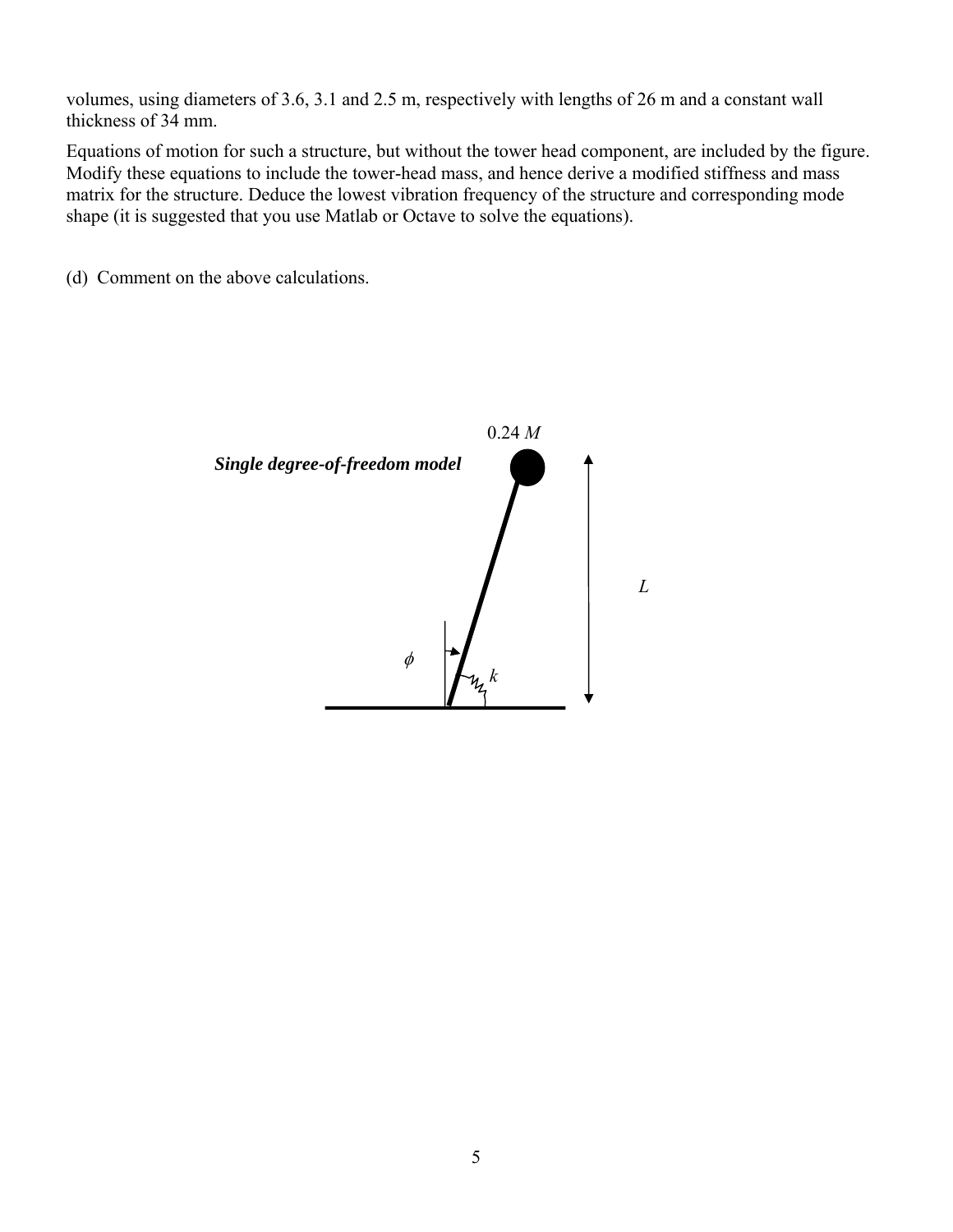volumes, using diameters of 3.6, 3.1 and 2.5 m, respectively with lengths of 26 m and a constant wall thickness of 34 mm.

Equations of motion for such a structure, but without the tower head component, are included by the figure. Modify these equations to include the tower-head mass, and hence derive a modified stiffness and mass matrix for the structure. Deduce the lowest vibration frequency of the structure and corresponding mode shape (it is suggested that you use Matlab or Octave to solve the equations).

(d) Comment on the above calculations.

0.24 $M$

***Single degree-of-freedom model***

$L$

$\phi$

$k$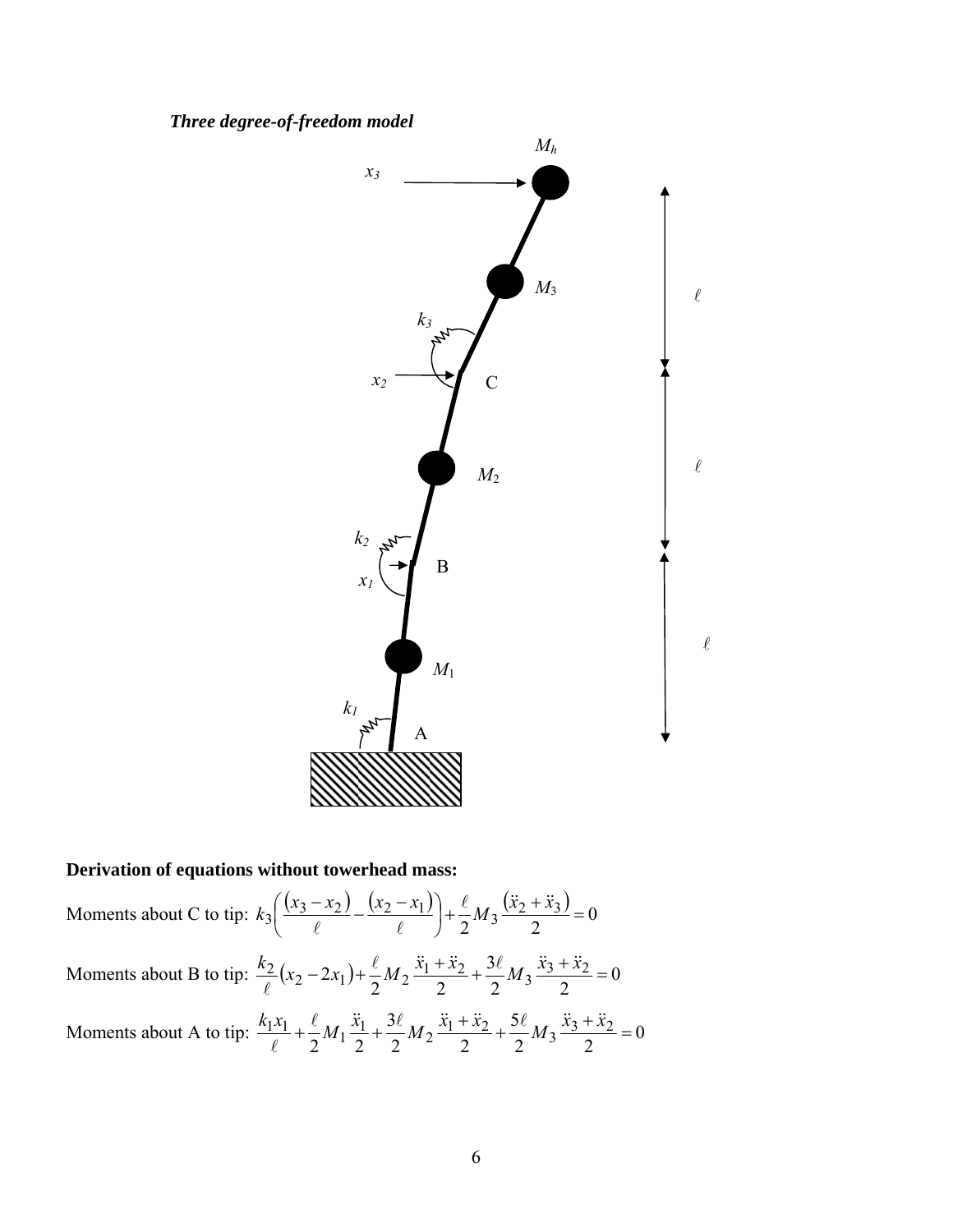***Three degree-of-freedom model***

**Derivation of equations without towerhead mass:**

Moments about C to tip: $k_3\left(\frac{(x_3 - x_2)}{\ell} - \frac{(x_2 - x_1)}{\ell}\right) + \frac{\ell}{2} M_3 \frac{(\ddot{x}_2 + \ddot{x}_3)}{2} = 0$

Moments about B to tip: $\frac{k_2}{\ell}(x_2 - 2x_1) + \frac{\ell}{2} M_2 \frac{\ddot{x}_1 + \ddot{x}_2}{2} + \frac{3\ell}{2} M_3 \frac{\ddot{x}_3 + \ddot{x}_2}{2} = 0$

Moments about A to tip: $\frac{k_1 x_1}{\ell} + \frac{\ell}{2} M_1 \frac{\ddot{x}_1}{2} + \frac{3\ell}{2} M_2 \frac{\ddot{x}_1 + \ddot{x}_2}{2} + \frac{5\ell}{2} M_3 \frac{\ddot{x}_3 + \ddot{x}_2}{2} = 0$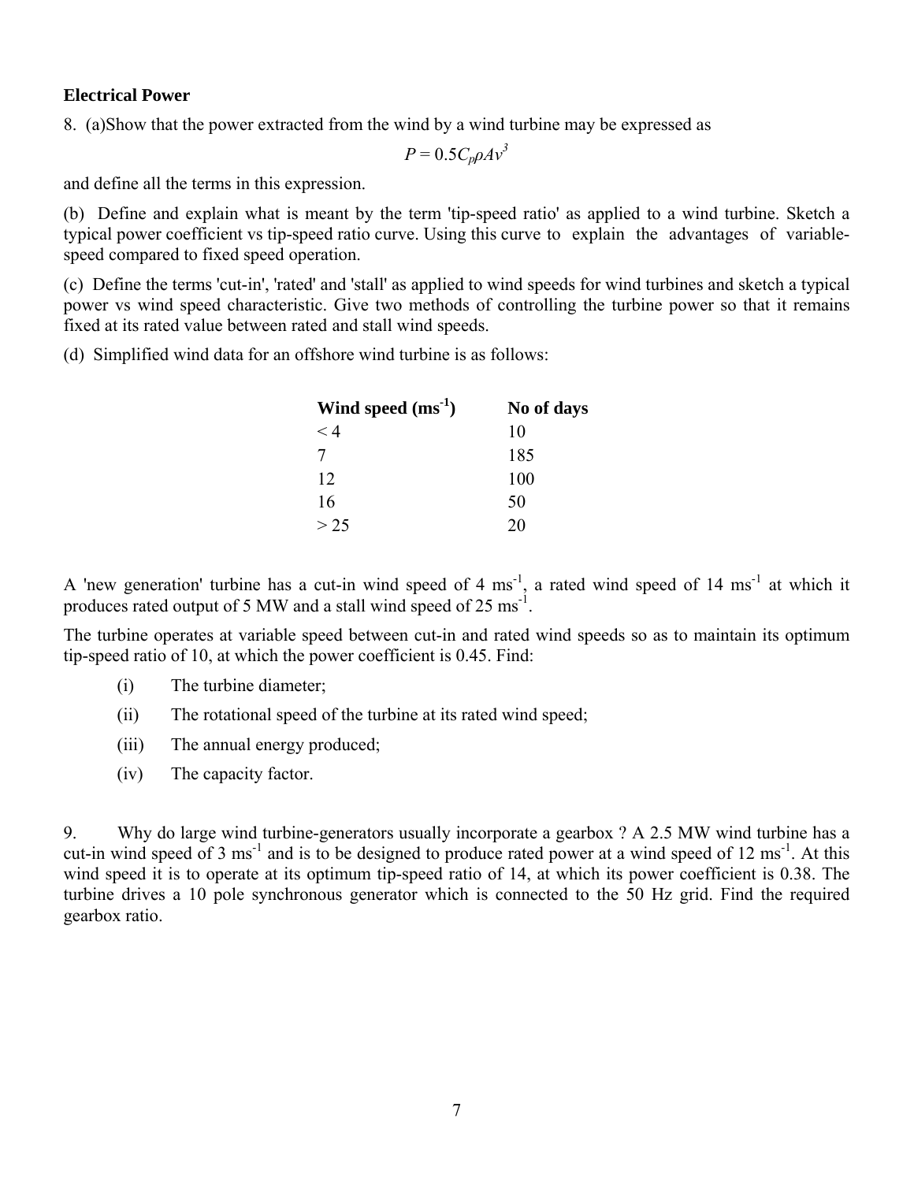## Electrical Power

8. (a)Show that the power extracted from the wind by a wind turbine may be expressed as

$$P = 0.5C_p\rho Av^3$$

and define all the terms in this expression.

(b) Define and explain what is meant by the term 'tip-speed ratio' as applied to a wind turbine. Sketch a typical power coefficient vs tip-speed ratio curve. Using this curve to explain the advantages of variable-speed compared to fixed speed operation.

(c) Define the terms 'cut-in', 'rated' and 'stall' as applied to wind speeds for wind turbines and sketch a typical power vs wind speed characteristic. Give two methods of controlling the turbine power so that it remains fixed at its rated value between rated and stall wind speeds.

(d) Simplified wind data for an offshore wind turbine is as follows:

| Wind speed ($ms^{-1}$) | No of days |
|---|---|
| < 4 | 10 |
| 7 | 185 |
| 12 | 100 |
| 16 | 50 |
| > 25 | 20 |

A 'new generation' turbine has a cut-in wind speed of 4 $ms^{-1}$, a rated wind speed of 14 $ms^{-1}$ at which it produces rated output of 5 MW and a stall wind speed of 25 $ms^{-1}$.

The turbine operates at variable speed between cut-in and rated wind speeds so as to maintain its optimum tip-speed ratio of 10, at which the power coefficient is 0.45. Find:

(i) The turbine diameter;

(ii) The rotational speed of the turbine at its rated wind speed;

(iii) The annual energy produced;

(iv) The capacity factor.

9. Why do large wind turbine-generators usually incorporate a gearbox ? A 2.5 MW wind turbine has a cut-in wind speed of 3 $ms^{-1}$ and is to be designed to produce rated power at a wind speed of 12 $ms^{-1}$. At this wind speed it is to operate at its optimum tip-speed ratio of 14, at which its power coefficient is 0.38. The turbine drives a 10 pole synchronous generator which is connected to the 50 Hz grid. Find the required gearbox ratio.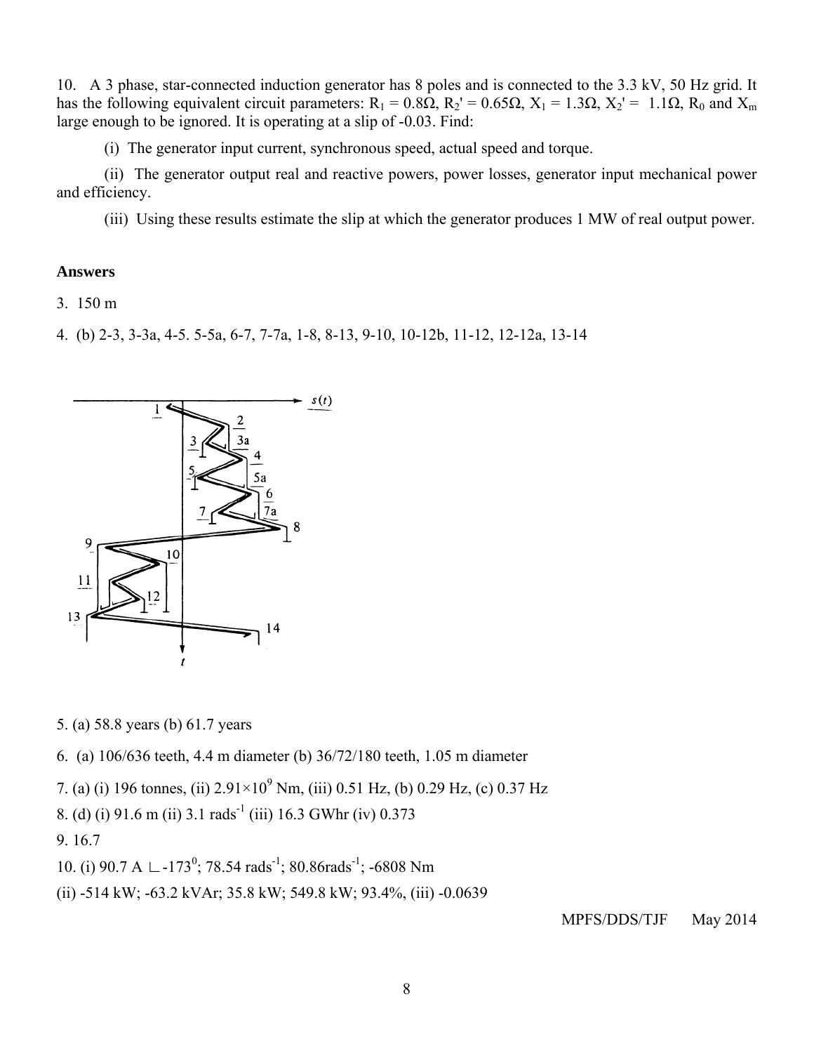10. A 3 phase, star-connected induction generator has 8 poles and is connected to the 3.3 kV, 50 Hz grid. It has the following equivalent circuit parameters: $R_1 = 0.8\Omega$, $R_2' = 0.65\Omega$, $X_1 = 1.3\Omega$, $X_2' = 1.1\Omega$, $R_0$ and $X_m$ large enough to be ignored. It is operating at a slip of -0.03. Find:

(i) The generator input current, synchronous speed, actual speed and torque.

(ii) The generator output real and reactive powers, power losses, generator input mechanical power and efficiency.

(iii) Using these results estimate the slip at which the generator produces 1 MW of real output power.

**Answers**

3. 150 m

4. (b) 2-3, 3-3a, 4-5. 5-5a, 6-7, 7-7a, 1-8, 8-13, 9-10, 10-12b, 11-12, 12-12a, 13-14

s(t)
1
2
3
3a
4
5
5a
6
7
7a
8
9
10
11
12
13
14
t

5. (a) 58.8 years (b) 61.7 years

6. (a) 106/636 teeth, 4.4 m diameter (b) 36/72/180 teeth, 1.05 m diameter

7. (a) (i) 196 tonnes, (ii) $2.91\times10^{9}$ Nm, (iii) 0.51 Hz, (b) 0.29 Hz, (c) 0.37 Hz

8. (d) (i) 91.6 m (ii) 3.1 rads$^{-1}$ (iii) 16.3 GWhr (iv) 0.373

9. 16.7

10. (i) 90.7 A $\angle -173^{0}$; 78.54 rads$^{-1}$; 80.86rads$^{-1}$; -6808 Nm

(ii) -514 kW; -63.2 kVAr; 35.8 kW; 549.8 kW; 93.4%, (iii) -0.0639

MPFS/DDS/TJF May 2014